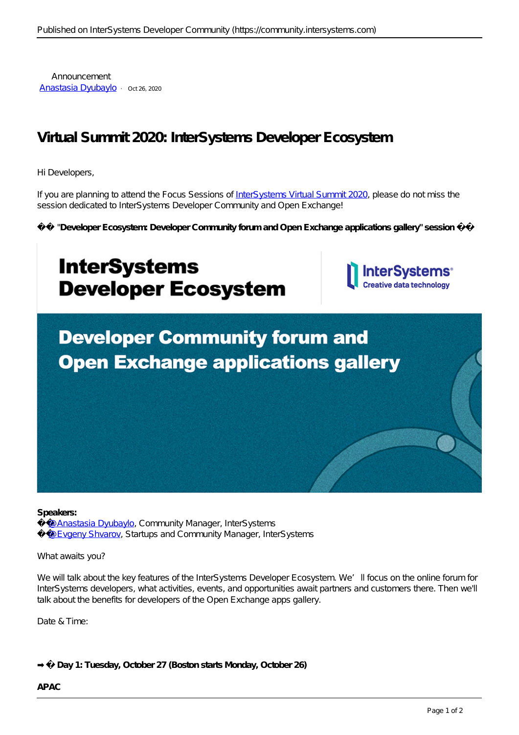Announcement
[Anastasia Dyubaylo] · Oct 26, 2020

# Virtual Summit 2020: InterSystems Developer Ecosystem

Hi Developers,

If you are planning to attend the Focus Sessions of InterSystems Virtual Summit 2020, please do not miss the session dedicated to InterSystems Developer Community and Open Exchange!

�� **"Developer Ecosystem: Developer Community forum and Open Exchange applications gallery" session ��**

**Speakers:**
��@Anastasia Dyubaylo, Community Manager, InterSystems
��@Evgeny Shvarov, Startups and Community Manager, InterSystems

What awaits you?

We will talk about the key features of the InterSystems Developer Ecosystem. We'll focus on the online forum for InterSystems developers, what activities, events, and opportunities await partners and customers there. Then we'll talk about the benefits for developers of the Open Exchange apps gallery.

Date & Time:

**➡� Day 1: Tuesday, October 27 (Boston starts Monday, October 26)**

**APAC**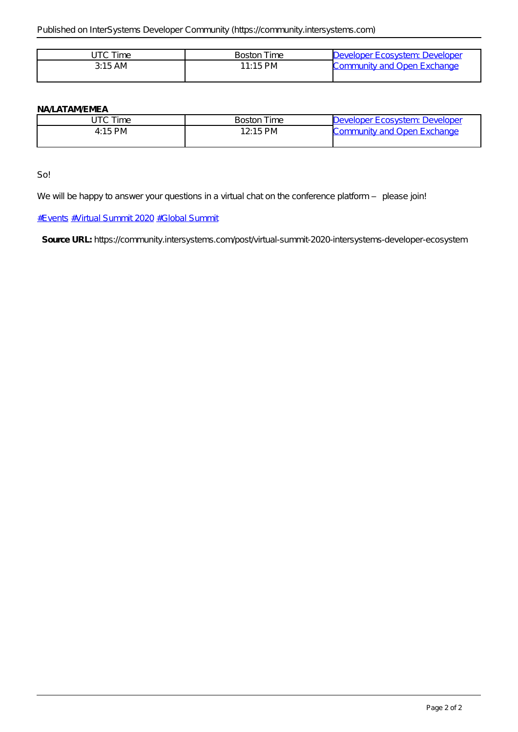| UTC Time | Boston Time | Developer Ecosystem: Developer Community and Open Exchange |
| --- | --- | --- |
| 3:15 AM | 11:15 PM | |

**NA/LATAM/EMEA**

| UTC Time | Boston Time | Developer Ecosystem: Developer Community and Open Exchange |
| --- | --- | --- |
| 4:15 PM | 12:15 PM | |

So!

We will be happy to answer your questions in a virtual chat on the conference platform – please join!

#Events #Virtual Summit 2020 #Global Summit

**Source URL:** https://community.intersystems.com/post/virtual-summit-2020-intersystems-developer-ecosystem